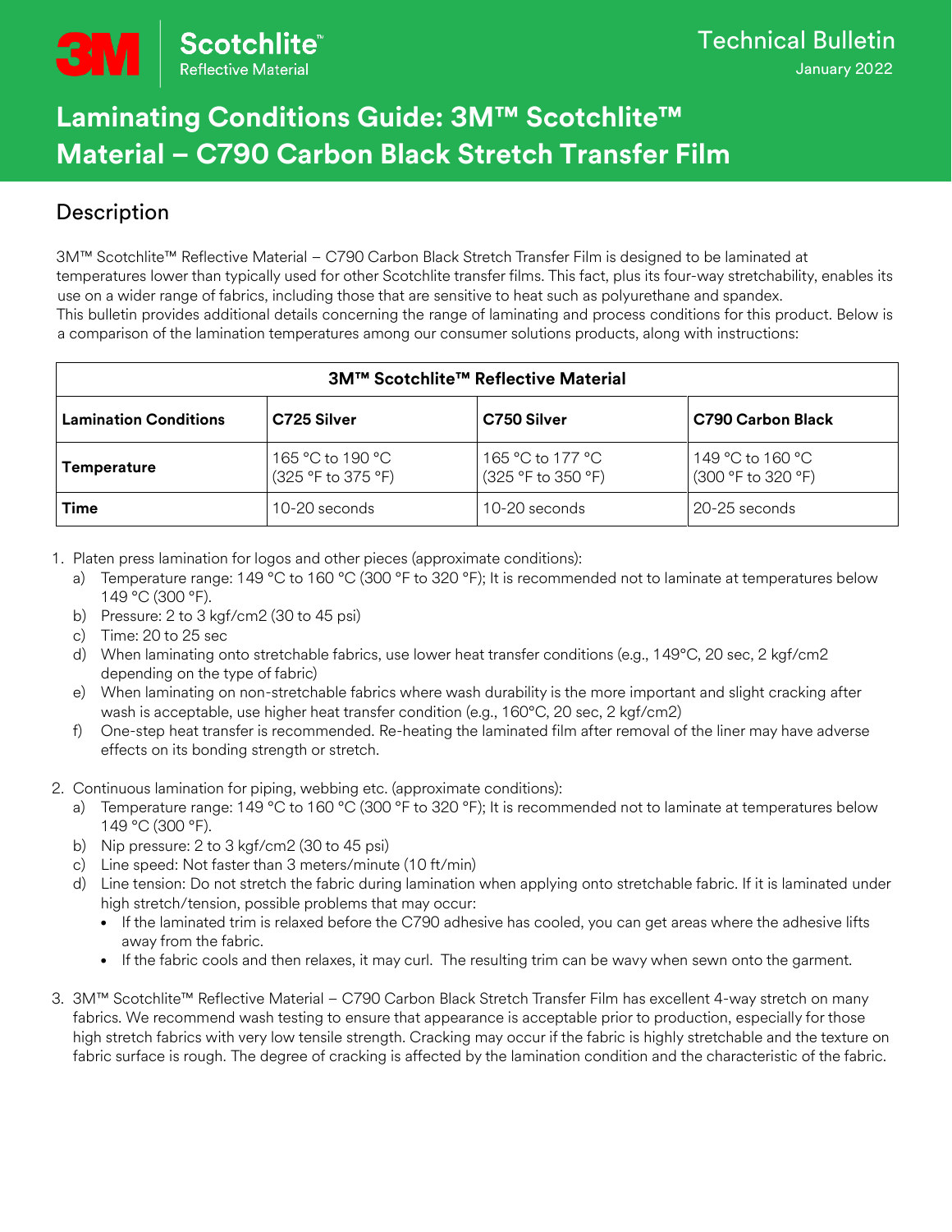3M Scotchlite™ Reflective Material

# Technical Bulletin

January 2022

# Laminating Conditions Guide: 3M™ Scotchlite™ Material – C790 Carbon Black Stretch Transfer Film

## Description

3M™ Scotchlite™ Reflective Material – C790 Carbon Black Stretch Transfer Film is designed to be laminated at temperatures lower than typically used for other Scotchlite transfer films. This fact, plus its four-way stretchability, enables its use on a wider range of fabrics, including those that are sensitive to heat such as polyurethane and spandex.
This bulletin provides additional details concerning the range of laminating and process conditions for this product. Below is a comparison of the lamination temperatures among our consumer solutions products, along with instructions:

| 3M™ Scotchlite™ Reflective Material | | | |
|---|---|---|---|
| **Lamination Conditions** | **C725 Silver** | **C750 Silver** | **C790 Carbon Black** |
| **Temperature** | 165 °C to 190 °C (325 °F to 375 °F) | 165 °C to 177 °C (325 °F to 350 °F) | 149 °C to 160 °C (300 °F to 320 °F) |
| **Time** | 10-20 seconds | 10-20 seconds | 20-25 seconds |

1. Platen press lamination for logos and other pieces (approximate conditions):
   a) Temperature range: 149 °C to 160 °C (300 °F to 320 °F); It is recommended not to laminate at temperatures below 149 °C (300 °F).
   b) Pressure: 2 to 3 kgf/cm2 (30 to 45 psi)
   c) Time: 20 to 25 sec
   d) When laminating onto stretchable fabrics, use lower heat transfer conditions (e.g., 149°C, 20 sec, 2 kgf/cm2 depending on the type of fabric)
   e) When laminating on non-stretchable fabrics where wash durability is the more important and slight cracking after wash is acceptable, use higher heat transfer condition (e.g., 160°C, 20 sec, 2 kgf/cm2)
   f) One-step heat transfer is recommended. Re-heating the laminated film after removal of the liner may have adverse effects on its bonding strength or stretch.

2. Continuous lamination for piping, webbing etc. (approximate conditions):
   a) Temperature range: 149 °C to 160 °C (300 °F to 320 °F); It is recommended not to laminate at temperatures below 149 °C (300 °F).
   b) Nip pressure: 2 to 3 kgf/cm2 (30 to 45 psi)
   c) Line speed: Not faster than 3 meters/minute (10 ft/min)
   d) Line tension: Do not stretch the fabric during lamination when applying onto stretchable fabric. If it is laminated under high stretch/tension, possible problems that may occur:
      - If the laminated trim is relaxed before the C790 adhesive has cooled, you can get areas where the adhesive lifts away from the fabric.
      - If the fabric cools and then relaxes, it may curl. The resulting trim can be wavy when sewn onto the garment.

3. 3M™ Scotchlite™ Reflective Material – C790 Carbon Black Stretch Transfer Film has excellent 4-way stretch on many fabrics. We recommend wash testing to ensure that appearance is acceptable prior to production, especially for those high stretch fabrics with very low tensile strength. Cracking may occur if the fabric is highly stretchable and the texture on fabric surface is rough. The degree of cracking is affected by the lamination condition and the characteristic of the fabric.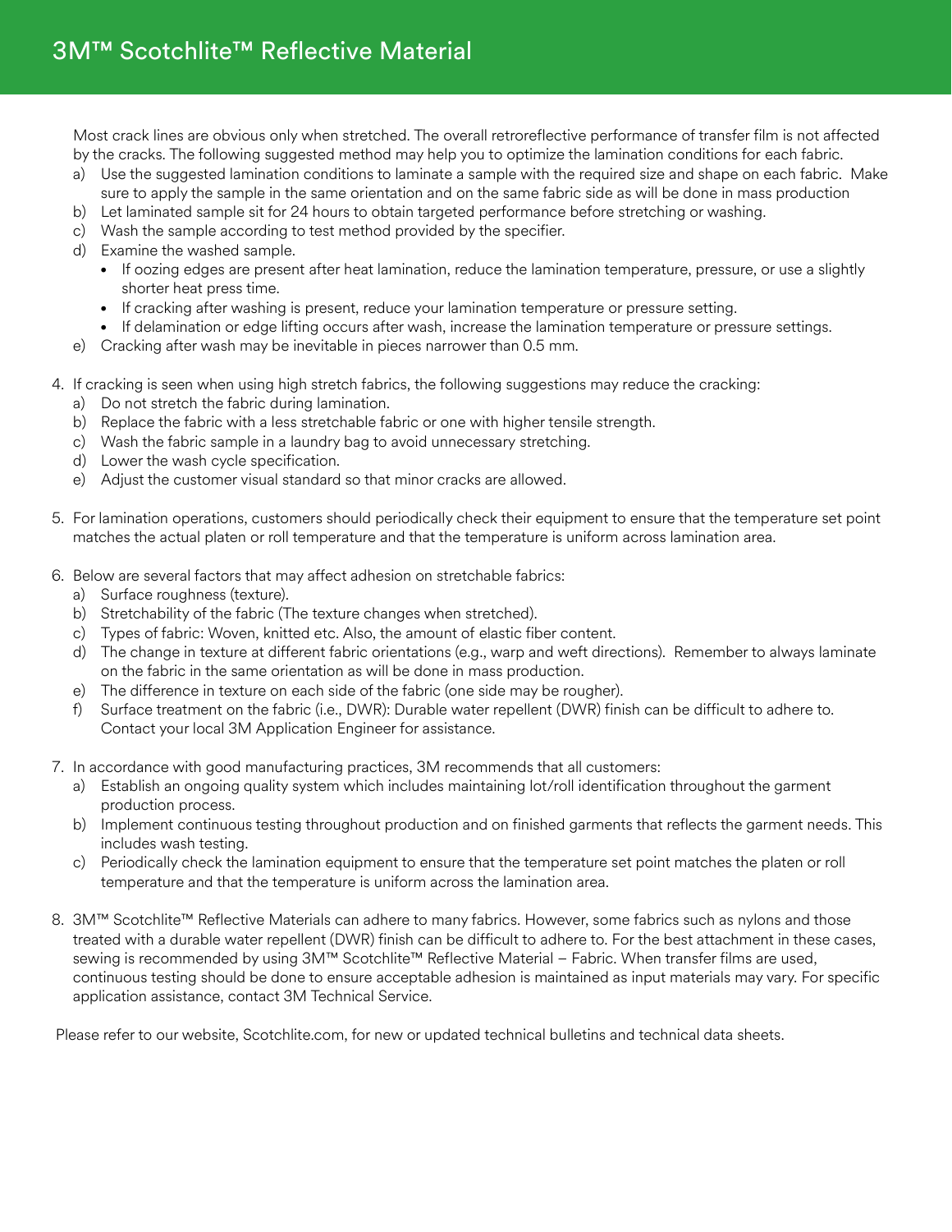Most crack lines are obvious only when stretched. The overall retroreflective performance of transfer film is not affected by the cracks. The following suggested method may help you to optimize the lamination conditions for each fabric.

a) Use the suggested lamination conditions to laminate a sample with the required size and shape on each fabric. Make sure to apply the sample in the same orientation and on the same fabric side as will be done in mass production
b) Let laminated sample sit for 24 hours to obtain targeted performance before stretching or washing.
c) Wash the sample according to test method provided by the specifier.
d) Examine the washed sample.
   - If oozing edges are present after heat lamination, reduce the lamination temperature, pressure, or use a slightly shorter heat press time.
   - If cracking after washing is present, reduce your lamination temperature or pressure setting.
   - If delamination or edge lifting occurs after wash, increase the lamination temperature or pressure settings.
e) Cracking after wash may be inevitable in pieces narrower than 0.5 mm.

4. If cracking is seen when using high stretch fabrics, the following suggestions may reduce the cracking:
   a) Do not stretch the fabric during lamination.
   b) Replace the fabric with a less stretchable fabric or one with higher tensile strength.
   c) Wash the fabric sample in a laundry bag to avoid unnecessary stretching.
   d) Lower the wash cycle specification.
   e) Adjust the customer visual standard so that minor cracks are allowed.

5. For lamination operations, customers should periodically check their equipment to ensure that the temperature set point matches the actual platen or roll temperature and that the temperature is uniform across lamination area.

6. Below are several factors that may affect adhesion on stretchable fabrics:
   a) Surface roughness (texture).
   b) Stretchability of the fabric (The texture changes when stretched).
   c) Types of fabric: Woven, knitted etc. Also, the amount of elastic fiber content.
   d) The change in texture at different fabric orientations (e.g., warp and weft directions). Remember to always laminate on the fabric in the same orientation as will be done in mass production.
   e) The difference in texture on each side of the fabric (one side may be rougher).
   f) Surface treatment on the fabric (i.e., DWR): Durable water repellent (DWR) finish can be difficult to adhere to. Contact your local 3M Application Engineer for assistance.

7. In accordance with good manufacturing practices, 3M recommends that all customers:
   a) Establish an ongoing quality system which includes maintaining lot/roll identification throughout the garment production process.
   b) Implement continuous testing throughout production and on finished garments that reflects the garment needs. This includes wash testing.
   c) Periodically check the lamination equipment to ensure that the temperature set point matches the platen or roll temperature and that the temperature is uniform across the lamination area.

8. 3M™ Scotchlite™ Reflective Materials can adhere to many fabrics. However, some fabrics such as nylons and those treated with a durable water repellent (DWR) finish can be difficult to adhere to. For the best attachment in these cases, sewing is recommended by using 3M™ Scotchlite™ Reflective Material – Fabric. When transfer films are used, continuous testing should be done to ensure acceptable adhesion is maintained as input materials may vary. For specific application assistance, contact 3M Technical Service.

Please refer to our website, Scotchlite.com, for new or updated technical bulletins and technical data sheets.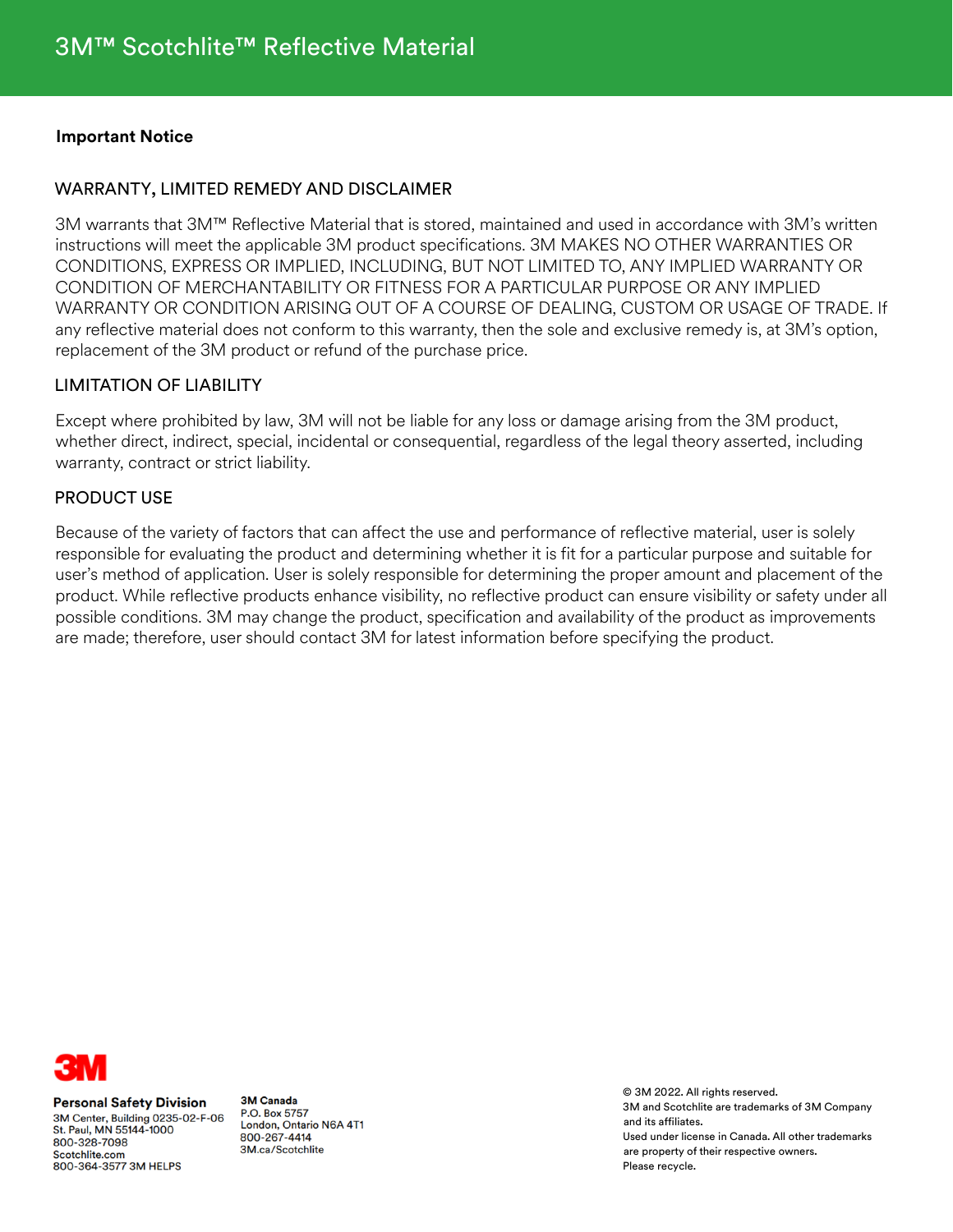**Important Notice**

## WARRANTY, LIMITED REMEDY AND DISCLAIMER

3M warrants that 3M™ Reflective Material that is stored, maintained and used in accordance with 3M's written instructions will meet the applicable 3M product specifications. 3M MAKES NO OTHER WARRANTIES OR CONDITIONS, EXPRESS OR IMPLIED, INCLUDING, BUT NOT LIMITED TO, ANY IMPLIED WARRANTY OR CONDITION OF MERCHANTABILITY OR FITNESS FOR A PARTICULAR PURPOSE OR ANY IMPLIED WARRANTY OR CONDITION ARISING OUT OF A COURSE OF DEALING, CUSTOM OR USAGE OF TRADE. If any reflective material does not conform to this warranty, then the sole and exclusive remedy is, at 3M's option, replacement of the 3M product or refund of the purchase price.

## LIMITATION OF LIABILITY

Except where prohibited by law, 3M will not be liable for any loss or damage arising from the 3M product, whether direct, indirect, special, incidental or consequential, regardless of the legal theory asserted, including warranty, contract or strict liability.

## PRODUCT USE

Because of the variety of factors that can affect the use and performance of reflective material, user is solely responsible for evaluating the product and determining whether it is fit for a particular purpose and suitable for user's method of application. User is solely responsible for determining the proper amount and placement of the product. While reflective products enhance visibility, no reflective product can ensure visibility or safety under all possible conditions. 3M may change the product, specification and availability of the product as improvements are made; therefore, user should contact 3M for latest information before specifying the product.

**Personal Safety Division**
3M Center, Building 0235-02-F-06
St. Paul, MN 55144-1000
800-328-7098
Scotchlite.com
800-364-3577 3M HELPS

**3M Canada**
P.O. Box 5757
London, Ontario N6A 4T1
800-267-4414
3M.ca/Scotchlite

© 3M 2022. All rights reserved.
3M and Scotchlite are trademarks of 3M Company and its affiliates.
Used under license in Canada. All other trademarks are property of their respective owners.
Please recycle.